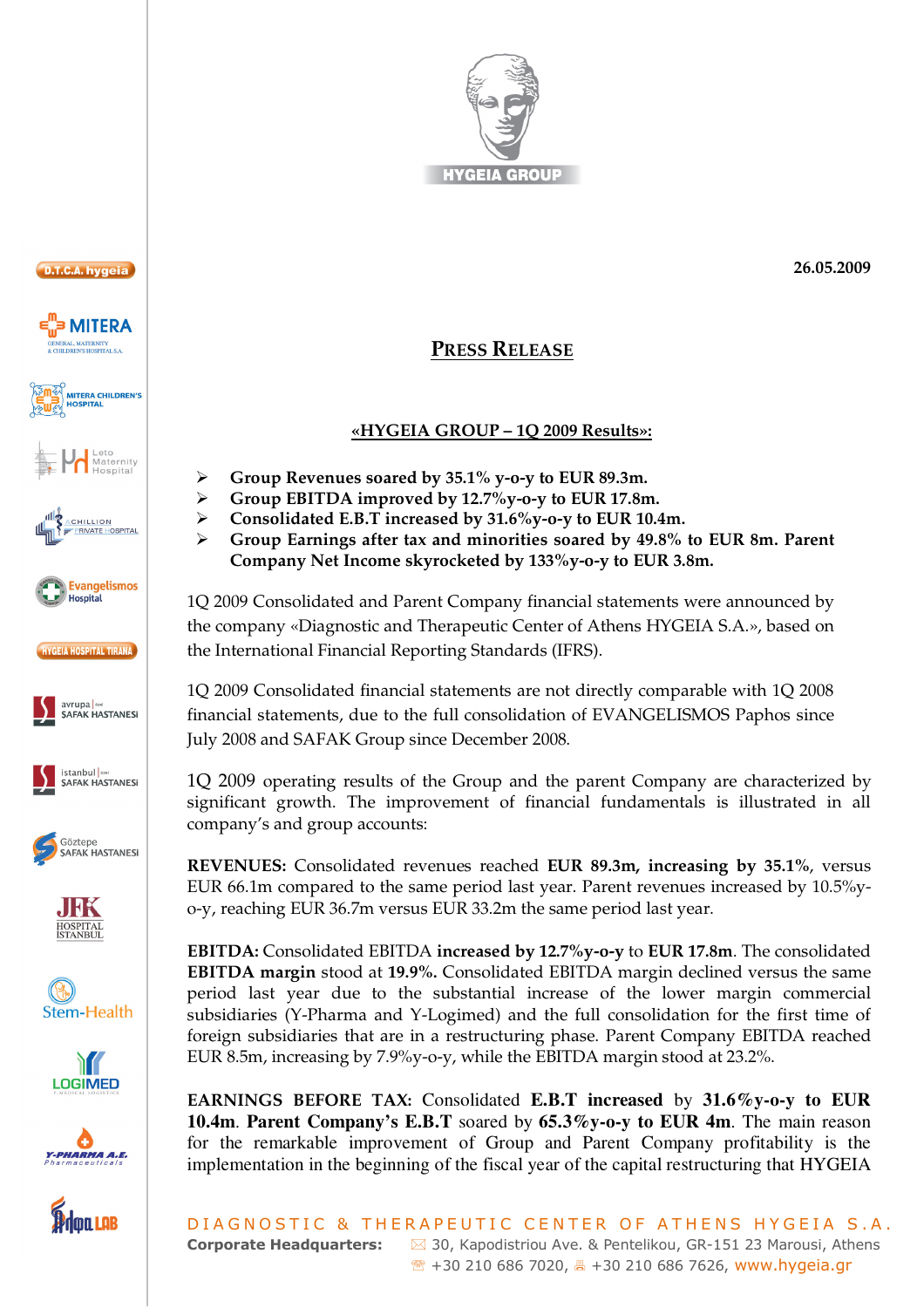26.05.2009

# PRESS RELEASE

## «HYGEIA GROUP – 1Q 2009 Results»:

- **Group Revenues soared by 35.1% y-o-y to EUR 89.3m.**
- **Group EBITDA improved by 12.7%y-o-y to EUR 17.8m.**
- **Consolidated E.B.T increased by 31.6%y-o-y to EUR 10.4m.**
- **Group Earnings after tax and minorities soared by 49.8% to EUR 8m. Parent Company Net Income skyrocketed by 133%y-o-y to EUR 3.8m.**

1Q 2009 Consolidated and Parent Company financial statements were announced by the company «Diagnostic and Therapeutic Center of Athens HYGEIA S.A.», based on the International Financial Reporting Standards (IFRS).

1Q 2009 Consolidated financial statements are not directly comparable with 1Q 2008 financial statements, due to the full consolidation of EVANGELISMOS Paphos since July 2008 and SAFAK Group since December 2008.

1Q 2009 operating results of the Group and the parent Company are characterized by significant growth. The improvement of financial fundamentals is illustrated in all company's and group accounts:

**REVENUES:** Consolidated revenues reached **EUR 89.3m, increasing by 35.1%**, versus EUR 66.1m compared to the same period last year. Parent revenues increased by 10.5%y-o-y, reaching EUR 36.7m versus EUR 33.2m the same period last year.

**EBITDA:** Consolidated EBITDA **increased by 12.7%y-o-y** to **EUR 17.8m**. The consolidated **EBITDA margin** stood at **19.9%.** Consolidated EBITDA margin declined versus the same period last year due to the substantial increase of the lower margin commercial subsidiaries (Y-Pharma and Y-Logimed) and the full consolidation for the first time of foreign subsidiaries that are in a restructuring phase. Parent Company EBITDA reached EUR 8.5m, increasing by 7.9%y-o-y, while the EBITDA margin stood at 23.2%.

**EARNINGS BEFORE TAX:** Consolidated **E.B.T increased** by **31.6%y-o-y to EUR 10.4m**. **Parent Company's E.B.T** soared by **65.3%y-o-y to EUR 4m**. The main reason for the remarkable improvement of Group and Parent Company profitability is the implementation in the beginning of the fiscal year of the capital restructuring that HYGEIA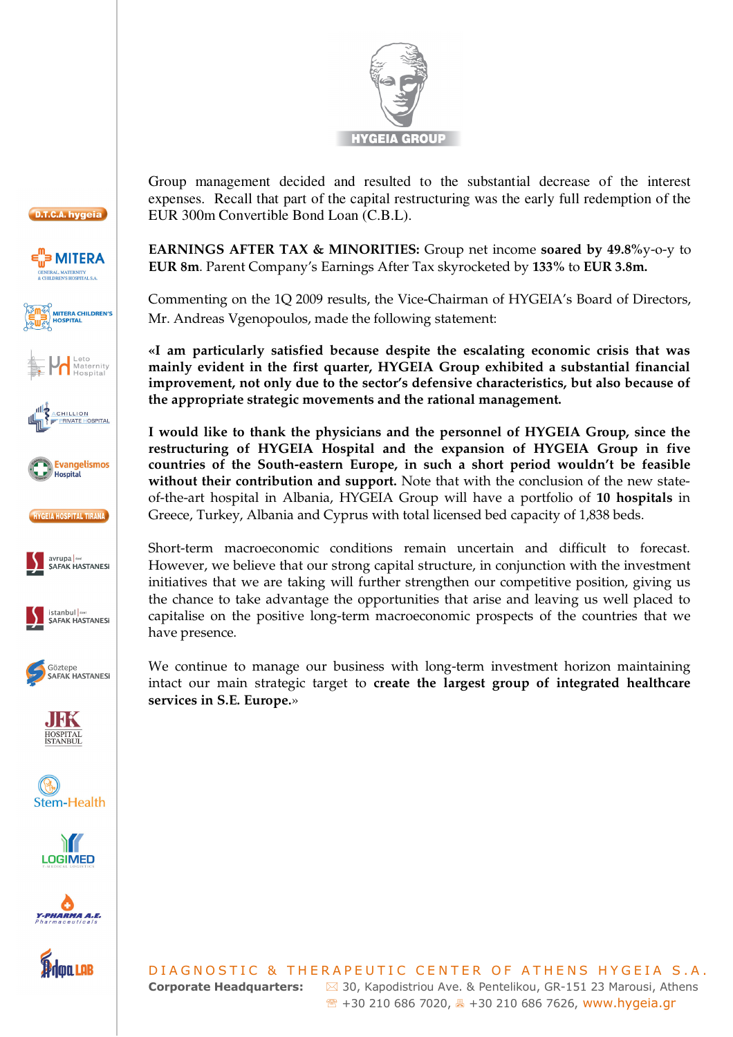Group management decided and resulted to the substantial decrease of the interest expenses. Recall that part of the capital restructuring was the early full redemption of the EUR 300m Convertible Bond Loan (C.B.L).

**EARNINGS AFTER TAX & MINORITIES:** Group net income **soared by 49.8%**y-o-y to **EUR 8m**. Parent Company's Earnings After Tax skyrocketed by **133%** to **EUR 3.8m.**

Commenting on the 1Q 2009 results, the Vice-Chairman of HYGEIA's Board of Directors, Mr. Andreas Vgenopoulos, made the following statement:

**«I am particularly satisfied because despite the escalating economic crisis that was mainly evident in the first quarter, HYGEIA Group exhibited a substantial financial improvement, not only due to the sector's defensive characteristics, but also because of the appropriate strategic movements and the rational management.**

**I would like to thank the physicians and the personnel of HYGEIA Group, since the restructuring of HYGEIA Hospital and the expansion of HYGEIA Group in five countries of the South-eastern Europe, in such a short period wouldn't be feasible without their contribution and support.** Note that with the conclusion of the new state-of-the-art hospital in Albania, HYGEIA Group will have a portfolio of **10 hospitals** in Greece, Turkey, Albania and Cyprus with total licensed bed capacity of 1,838 beds.

Short-term macroeconomic conditions remain uncertain and difficult to forecast. However, we believe that our strong capital structure, in conjunction with the investment initiatives that we are taking will further strengthen our competitive position, giving us the chance to take advantage the opportunities that arise and leaving us well placed to capitalise on the positive long-term macroeconomic prospects of the countries that we have presence.

We continue to manage our business with long-term investment horizon maintaining intact our main strategic target to **create the largest group of integrated healthcare services in S.E. Europe.**»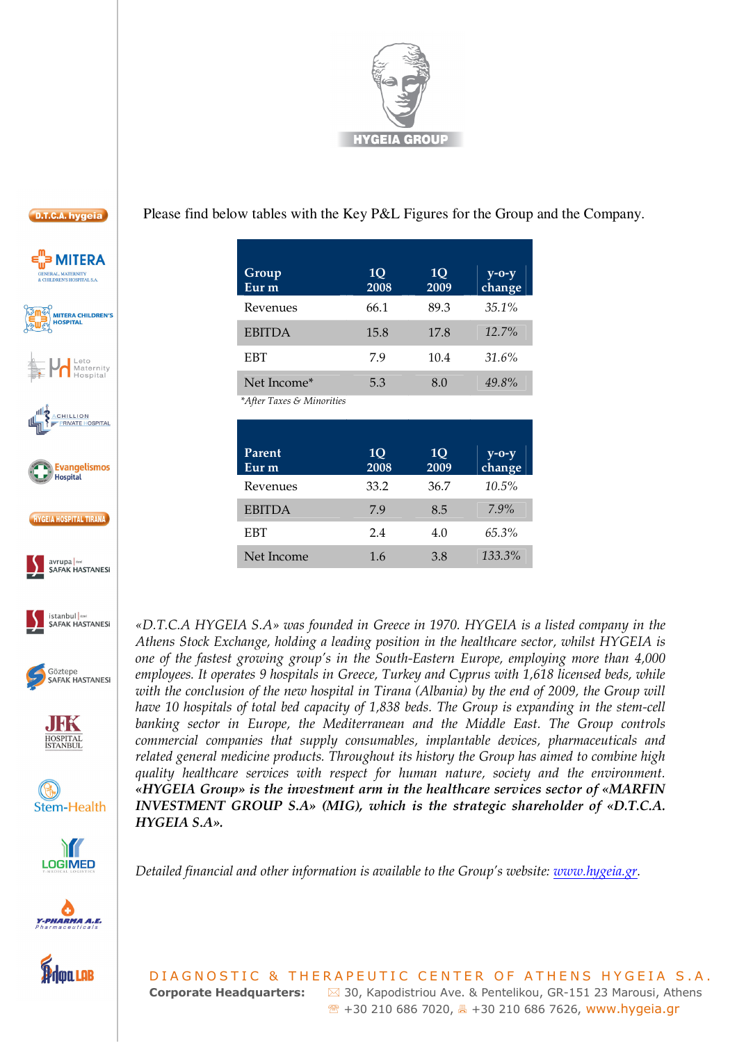Please find below tables with the Key P&L Figures for the Group and the Company.

| Group<br>Eur m | 1Q<br>2008 | 1Q<br>2009 | y-o-y<br>change |
|---|---|---|---|
| Revenues | 66.1 | 89.3 | *35.1%* |
| EBITDA | 15.8 | 17.8 | *12.7%* |
| EBT | 7.9 | 10.4 | *31.6%* |
| Net Income* | 5.3 | 8.0 | *49.8%* |

**After Taxes & Minorities*

| Parent<br>Eur m | 1Q<br>2008 | 1Q<br>2009 | y-o-y<br>change |
|---|---|---|---|
| Revenues | 33.2 | 36.7 | *10.5%* |
| EBITDA | 7.9 | 8.5 | *7.9%* |
| EBT | 2.4 | 4.0 | *65.3%* |
| Net Income | 1.6 | 3.8 | *133.3%* |

*«D.T.C.A HYGEIA S.A» was founded in Greece in 1970. HYGEIA is a listed company in the Athens Stock Exchange, holding a leading position in the healthcare sector, whilst HYGEIA is one of the fastest growing group's in the South-Eastern Europe, employing more than 4,000 employees. It operates 9 hospitals in Greece, Turkey and Cyprus with 1,618 licensed beds, while with the conclusion of the new hospital in Tirana (Albania) by the end of 2009, the Group will have 10 hospitals of total bed capacity of 1,838 beds. The Group is expanding in the stem-cell banking sector in Europe, the Mediterranean and the Middle East. The Group controls commercial companies that supply consumables, implantable devices, pharmaceuticals and related general medicine products. Throughout its history the Group has aimed to combine high quality healthcare services with respect for human nature, society and the environment.* ***«HYGEIA Group» is the investment arm in the healthcare services sector of «MARFIN INVESTMENT GROUP S.A» (MIG), which is the strategic shareholder of «D.T.C.A. HYGEIA S.A».***

*Detailed financial and other information is available to the Group's website: www.hygeia.gr.*

DIAGNOSTIC & THERAPEUTIC CENTER OF ATHENS HYGEIA S.A.
**Corporate Headquarters:** 30, Kapodistriou Ave. & Pentelikou, GR-151 23 Marousi, Athens
+30 210 686 7020, +30 210 686 7626, www.hygeia.gr